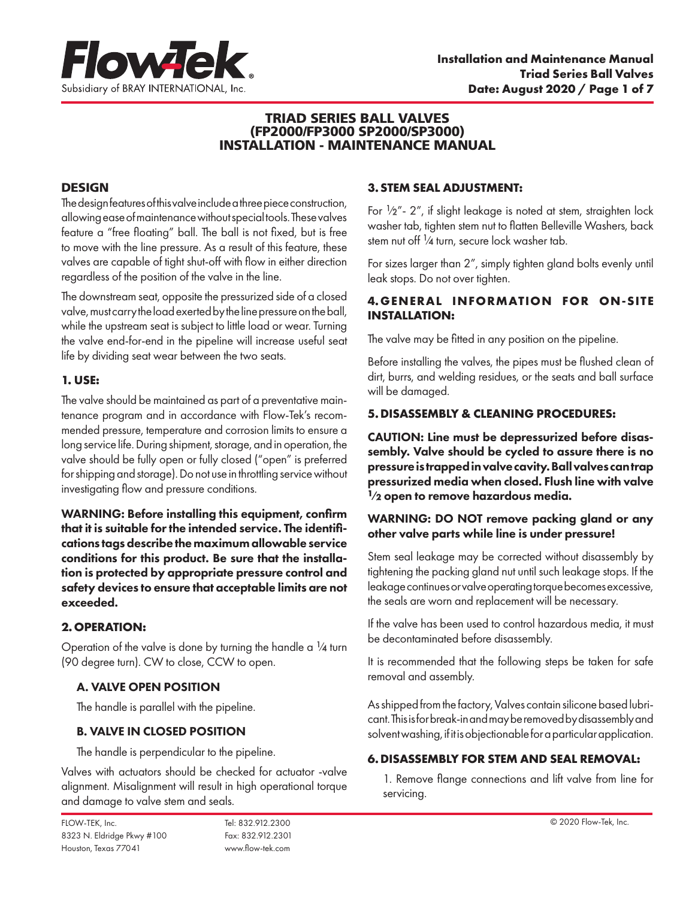# TRIAD SERIES BALL VALVES (FP2000/FP3000 SP2000/SP3000) INSTALLATION - MAINTENANCE MANUAL

## DESIGN

The design features of this valve include a three piece construction, allowing ease of maintenance without special tools. These valves feature a "free floating" ball. The ball is not fixed, but is free to move with the line pressure. As a result of this feature, these valves are capable of tight shut-off with flow in either direction regardless of the position of the valve in the line.

The downstream seat, opposite the pressurized side of a closed valve, must carry the load exerted by the line pressure on the ball, while the upstream seat is subject to little load or wear. Turning the valve end-for-end in the pipeline will increase useful seat life by dividing seat wear between the two seats.

## 1. USE:

The valve should be maintained as part of a preventative maintenance program and in accordance with Flow-Tek's recommended pressure, temperature and corrosion limits to ensure a long service life. During shipment, storage, and in operation, the valve should be fully open or fully closed ("open" is preferred for shipping and storage). Do not use in throttling service without investigating flow and pressure conditions.

**WARNING: Before installing this equipment, confirm that it is suitable for the intended service. The identifications tags describe the maximum allowable service conditions for this product. Be sure that the installation is protected by appropriate pressure control and safety devices to ensure that acceptable limits are not exceeded.**

## 2. OPERATION:

Operation of the valve is done by turning the handle a ¼ turn (90 degree turn). CW to close, CCW to open.

### A. VALVE OPEN POSITION

The handle is parallel with the pipeline.

### B. VALVE IN CLOSED POSITION

The handle is perpendicular to the pipeline.

Valves with actuators should be checked for actuator -valve alignment. Misalignment will result in high operational torque and damage to valve stem and seals.

## 3. STEM SEAL ADJUSTMENT:

For ½"- 2", if slight leakage is noted at stem, straighten lock washer tab, tighten stem nut to flatten Belleville Washers, back stem nut off ¼ turn, secure lock washer tab.

For sizes larger than 2", simply tighten gland bolts evenly until leak stops. Do not over tighten.

## 4. GENERAL INFORMATION FOR ON-SITE INSTALLATION:

The valve may be fitted in any position on the pipeline.

Before installing the valves, the pipes must be flushed clean of dirt, burrs, and welding residues, or the seats and ball surface will be damaged.

## 5. DISASSEMBLY & CLEANING PROCEDURES:

**CAUTION: Line must be depressurized before disassembly. Valve should be cycled to assure there is no pressure is trapped in valve cavity. Ball valves can trap pressurized media when closed. Flush line with valve ½ open to remove hazardous media.**

**WARNING: DO NOT remove packing gland or any other valve parts while line is under pressure!**

Stem seal leakage may be corrected without disassembly by tightening the packing gland nut until such leakage stops. If the leakage continues or valve operating torque becomes excessive, the seals are worn and replacement will be necessary.

If the valve has been used to control hazardous media, it must be decontaminated before disassembly.

It is recommended that the following steps be taken for safe removal and assembly.

As shipped from the factory, Valves contain silicone based lubricant. This is for break-in and may be removed by disassembly and solvent washing, if it is objectionable for a particular application.

## 6. DISASSEMBLY FOR STEM AND SEAL REMOVAL:

1. Remove flange connections and lift valve from line for servicing.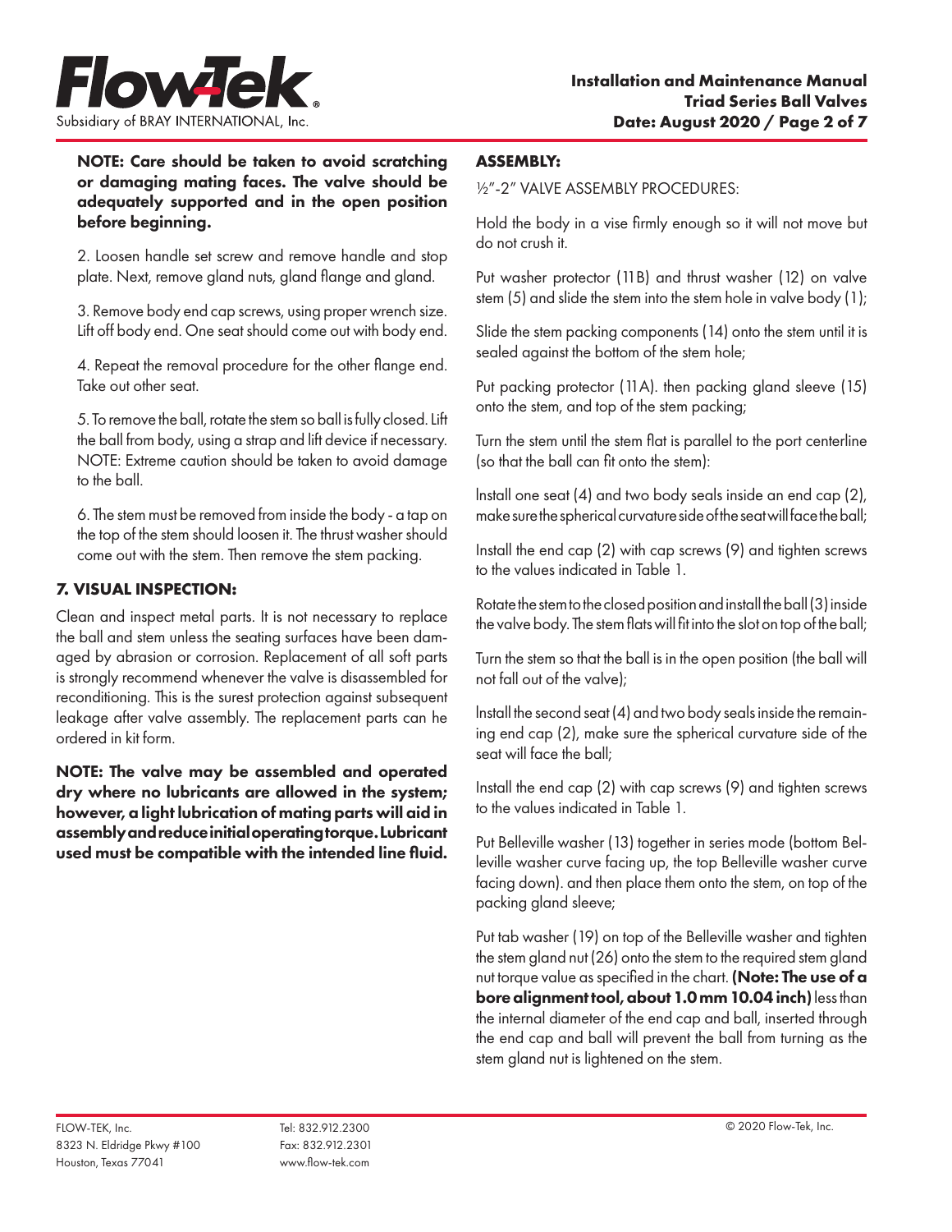**NOTE: Care should be taken to avoid scratching or damaging mating faces. The valve should be adequately supported and in the open position before beginning.**

2. Loosen handle set screw and remove handle and stop plate. Next, remove gland nuts, gland flange and gland.

3. Remove body end cap screws, using proper wrench size. Lift off body end. One seat should come out with body end.

4. Repeat the removal procedure for the other flange end. Take out other seat.

5. To remove the ball, rotate the stem so ball is fully closed. Lift the ball from body, using a strap and lift device if necessary. NOTE: Extreme caution should be taken to avoid damage to the ball.

6. The stem must be removed from inside the body - a tap on the top of the stem should loosen it. The thrust washer should come out with the stem. Then remove the stem packing.

### 7. VISUAL INSPECTION:

Clean and inspect metal parts. It is not necessary to replace the ball and stem unless the seating surfaces have been damaged by abrasion or corrosion. Replacement of all soft parts is strongly recommend whenever the valve is disassembled for reconditioning. This is the surest protection against subsequent leakage after valve assembly. The replacement parts can he ordered in kit form.

**NOTE: The valve may be assembled and operated dry where no lubricants are allowed in the system; however, a light lubrication of mating parts will aid in assembly and reduce initial operating torque. Lubricant used must be compatible with the intended line fluid.**

### ASSEMBLY:

½"-2" VALVE ASSEMBLY PROCEDURES:

Hold the body in a vise firmly enough so it will not move but do not crush it.

Put washer protector (11B) and thrust washer (12) on valve stem (5) and slide the stem into the stem hole in valve body (1);

Slide the stem packing components (14) onto the stem until it is sealed against the bottom of the stem hole;

Put packing protector (11A). then packing gland sleeve (15) onto the stem, and top of the stem packing;

Turn the stem until the stem flat is parallel to the port centerline (so that the ball can fit onto the stem):

Install one seat (4) and two body seals inside an end cap (2), make sure the spherical curvature side of the seat will face the ball;

Install the end cap (2) with cap screws (9) and tighten screws to the values indicated in Table 1.

Rotate the stem to the closed position and install the ball (3) inside the valve body. The stem flats will fit into the slot on top of the ball;

Turn the stem so that the ball is in the open position (the ball will not fall out of the valve);

Install the second seat (4) and two body seals inside the remaining end cap (2), make sure the spherical curvature side of the seat will face the ball;

Install the end cap (2) with cap screws (9) and tighten screws to the values indicated in Table 1.

Put Belleville washer (13) together in series mode (bottom Belleville washer curve facing up, the top Belleville washer curve facing down). and then place them onto the stem, on top of the packing gland sleeve;

Put tab washer (19) on top of the Belleville washer and tighten the stem gland nut (26) onto the stem to the required stem gland nut torque value as specified in the chart. **(Note: The use of a bore alignment tool, about 1.0 mm 10.04 inch)** less than the internal diameter of the end cap and ball, inserted through the end cap and ball will prevent the ball from turning as the stem gland nut is lightened on the stem.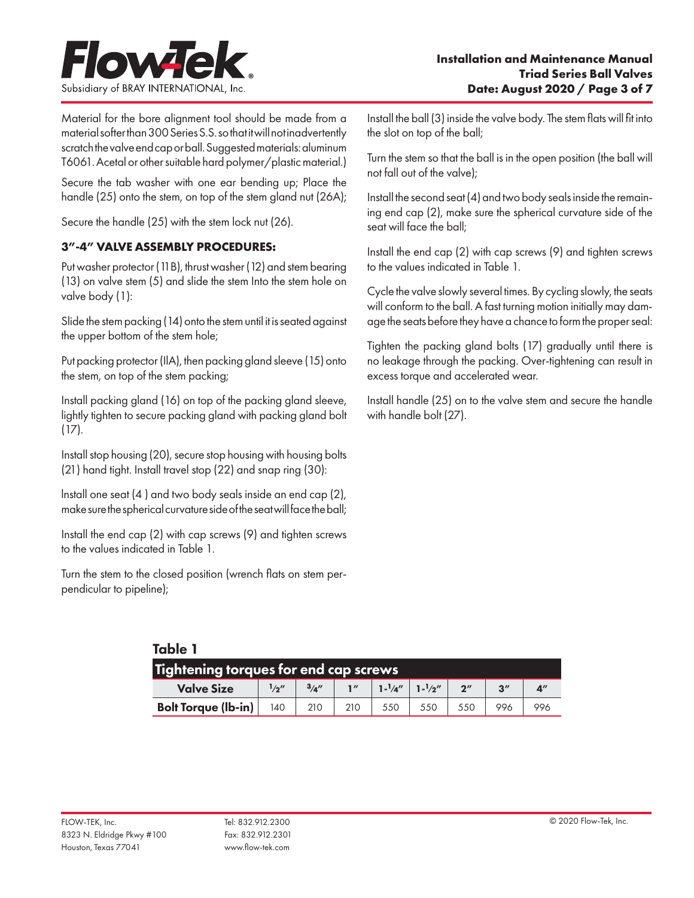Material for the bore alignment tool should be made from a material softer than 300 Series S.S. so that it will not inadvertently scratch the valve end cap or ball. Suggested materials: aluminum T6061. Acetal or other suitable hard polymer/plastic material.)

Secure the tab washer with one ear bending up; Place the handle (25) onto the stem, on top of the stem gland nut (26A);

Secure the handle (25) with the stem lock nut (26).

### 3"-4" VALVE ASSEMBLY PROCEDURES:

Put washer protector (11B), thrust washer (12) and stem bearing (13) on valve stem (5) and slide the stem Into the stem hole on valve body (1):

Slide the stem packing (14) onto the stem until it is seated against the upper bottom of the stem hole;

Put packing protector (llA), then packing gland sleeve (15) onto the stem, on top of the stem packing;

Install packing gland (16) on top of the packing gland sleeve, lightly tighten to secure packing gland with packing gland bolt (17).

Install stop housing (20), secure stop housing with housing bolts (21) hand tight. Install travel stop (22) and snap ring (30):

Install one seat (4 ) and two body seals inside an end cap (2), make sure the spherical curvature side of the seat will face the ball;

Install the end cap (2) with cap screws (9) and tighten screws to the values indicated in Table 1.

Turn the stem to the closed position (wrench flats on stem perpendicular to pipeline);

Install the ball (3) inside the valve body. The stem flats will fit into the slot on top of the ball;

Turn the stem so that the ball is in the open position (the ball will not fall out of the valve);

Install the second seat (4) and two body seals inside the remaining end cap (2), make sure the spherical curvature side of the seat will face the ball;

Install the end cap (2) with cap screws (9) and tighten screws to the values indicated in Table 1.

Cycle the valve slowly several times. By cycling slowly, the seats will conform to the ball. A fast turning motion initially may damage the seats before they have a chance to form the proper seal:

Tighten the packing gland bolts (17) gradually until there is no leakage through the packing. Over-tightening can result in excess torque and accelerated wear.

Install handle (25) on to the valve stem and secure the handle with handle bolt (27).

**Table 1**

| Tightening torques for end cap screws | | | | | | | | |
|---|---|---|---|---|---|---|---|---|
| **Valve Size** | **½"** | **¾"** | **1"** | **1-¼"** | **1-½"** | **2"** | **3"** | **4"** |
| **Bolt Torque (lb-in)** | 140 | 210 | 210 | 550 | 550 | 550 | 996 | 996 |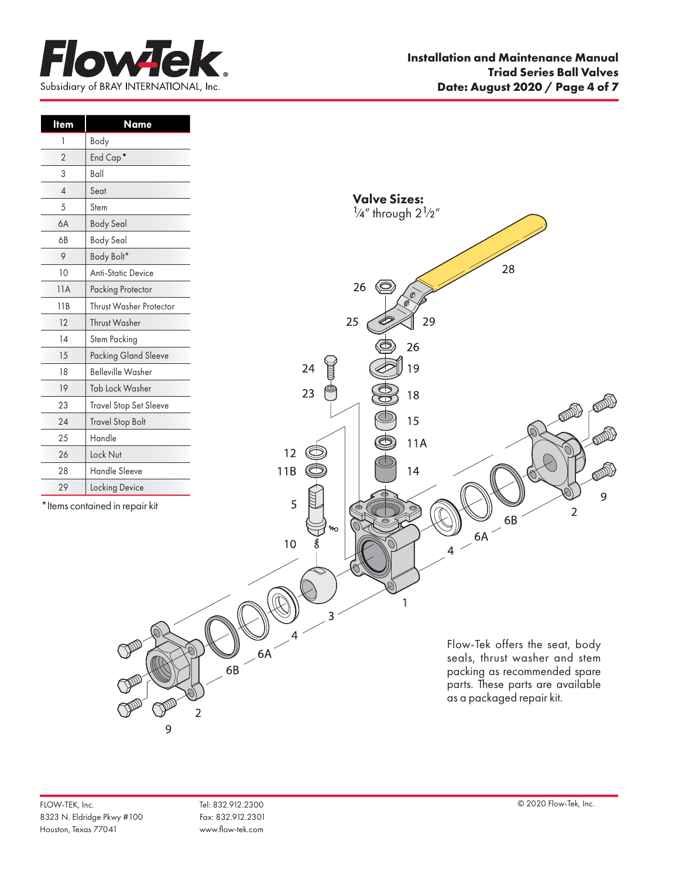| Item | Name |
| --- | --- |
| 1 | Body |
| 2 | End Cap* |
| 3 | Ball |
| 4 | Seat |
| 5 | Stem |
| 6A | Body Seal |
| 6B | Body Seal |
| 9 | Body Bolt* |
| 10 | Anti-Static Device |
| 11A | Packing Protector |
| 11B | Thrust Washer Protector |
| 12 | Thrust Washer |
| 14 | Stem Packing |
| 15 | Packing Gland Sleeve |
| 18 | Belleville Washer |
| 19 | Tab Lock Washer |
| 23 | Travel Stop Set Sleeve |
| 24 | Travel Stop Bolt |
| 25 | Handle |
| 26 | Lock Nut |
| 28 | Handle Sleeve |
| 29 | Locking Device |

*Items contained in repair kit

**Valve Sizes:**
¼" through 2½"

Flow-Tek offers the seat, body seals, thrust washer and stem packing as recommended spare parts. These parts are available as a packaged repair kit.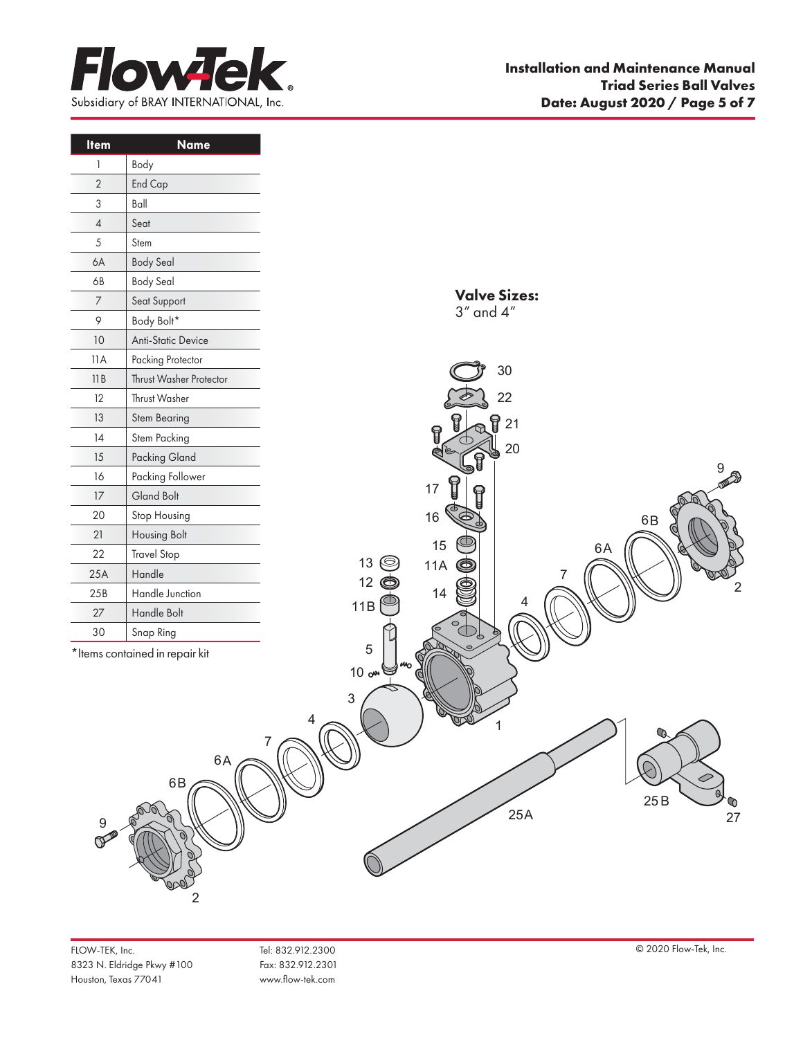| Item | Name |
|---|---|
| 1 | Body |
| 2 | End Cap |
| 3 | Ball |
| 4 | Seat |
| 5 | Stem |
| 6A | Body Seal |
| 6B | Body Seal |
| 7 | Seat Support |
| 9 | Body Bolt* |
| 10 | Anti-Static Device |
| 11A | Packing Protector |
| 11B | Thrust Washer Protector |
| 12 | Thrust Washer |
| 13 | Stem Bearing |
| 14 | Stem Packing |
| 15 | Packing Gland |
| 16 | Packing Follower |
| 17 | Gland Bolt |
| 20 | Stop Housing |
| 21 | Housing Bolt |
| 22 | Travel Stop |
| 25A | Handle |
| 25B | Handle Junction |
| 27 | Handle Bolt |
| 30 | Snap Ring |

*Items contained in repair kit

**Valve Sizes:**
3″ and 4″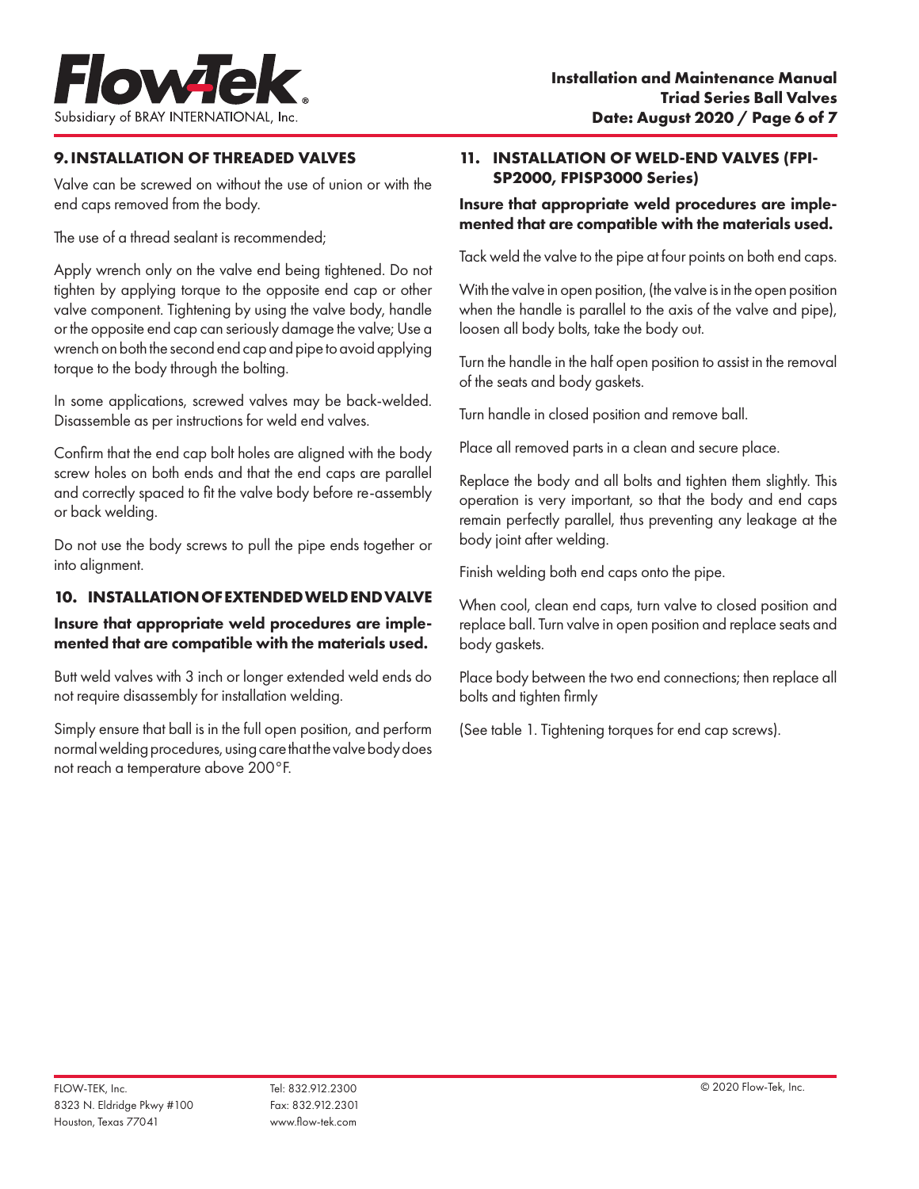## 9. INSTALLATION OF THREADED VALVES

Valve can be screwed on without the use of union or with the end caps removed from the body.

The use of a thread sealant is recommended;

Apply wrench only on the valve end being tightened. Do not tighten by applying torque to the opposite end cap or other valve component. Tightening by using the valve body, handle or the opposite end cap can seriously damage the valve; Use a wrench on both the second end cap and pipe to avoid applying torque to the body through the bolting.

In some applications, screwed valves may be back-welded. Disassemble as per instructions for weld end valves.

Confirm that the end cap bolt holes are aligned with the body screw holes on both ends and that the end caps are parallel and correctly spaced to fit the valve body before re-assembly or back welding.

Do not use the body screws to pull the pipe ends together or into alignment.

## 10. INSTALLATION OF EXTENDED WELD END VALVE

**Insure that appropriate weld procedures are implemented that are compatible with the materials used.**

Butt weld valves with 3 inch or longer extended weld ends do not require disassembly for installation welding.

Simply ensure that ball is in the full open position, and perform normal welding procedures, using care that the valve body does not reach a temperature above 200°F.

## 11. INSTALLATION OF WELD-END VALVES (FPI-SP2000, FPISP3000 Series)

**Insure that appropriate weld procedures are implemented that are compatible with the materials used.**

Tack weld the valve to the pipe at four points on both end caps.

With the valve in open position, (the valve is in the open position when the handle is parallel to the axis of the valve and pipe), loosen all body bolts, take the body out.

Turn the handle in the half open position to assist in the removal of the seats and body gaskets.

Turn handle in closed position and remove ball.

Place all removed parts in a clean and secure place.

Replace the body and all bolts and tighten them slightly. This operation is very important, so that the body and end caps remain perfectly parallel, thus preventing any leakage at the body joint after welding.

Finish welding both end caps onto the pipe.

When cool, clean end caps, turn valve to closed position and replace ball. Turn valve in open position and replace seats and body gaskets.

Place body between the two end connections; then replace all bolts and tighten firmly

(See table 1. Tightening torques for end cap screws).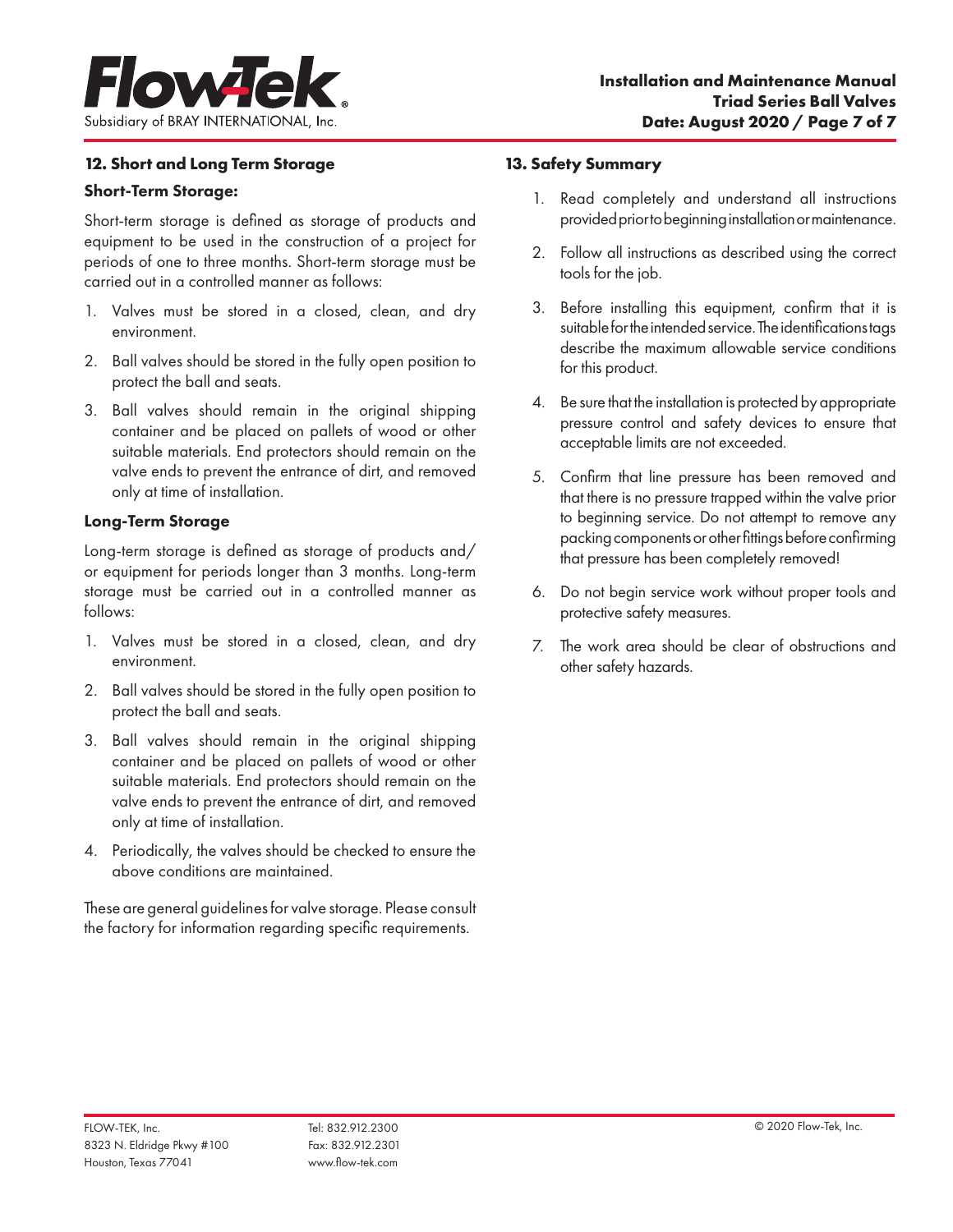## 12. Short and Long Term Storage

### Short-Term Storage:

Short-term storage is defined as storage of products and equipment to be used in the construction of a project for periods of one to three months. Short-term storage must be carried out in a controlled manner as follows:

1. Valves must be stored in a closed, clean, and dry environment.
2. Ball valves should be stored in the fully open position to protect the ball and seats.
3. Ball valves should remain in the original shipping container and be placed on pallets of wood or other suitable materials. End protectors should remain on the valve ends to prevent the entrance of dirt, and removed only at time of installation.

### Long-Term Storage

Long-term storage is defined as storage of products and/or equipment for periods longer than 3 months. Long-term storage must be carried out in a controlled manner as follows:

1. Valves must be stored in a closed, clean, and dry environment.
2. Ball valves should be stored in the fully open position to protect the ball and seats.
3. Ball valves should remain in the original shipping container and be placed on pallets of wood or other suitable materials. End protectors should remain on the valve ends to prevent the entrance of dirt, and removed only at time of installation.
4. Periodically, the valves should be checked to ensure the above conditions are maintained.

These are general guidelines for valve storage. Please consult the factory for information regarding specific requirements.

## 13. Safety Summary

1. Read completely and understand all instructions provided prior to beginning installation or maintenance.
2. Follow all instructions as described using the correct tools for the job.
3. Before installing this equipment, confirm that it is suitable for the intended service. The identifications tags describe the maximum allowable service conditions for this product.
4. Be sure that the installation is protected by appropriate pressure control and safety devices to ensure that acceptable limits are not exceeded.
5. Confirm that line pressure has been removed and that there is no pressure trapped within the valve prior to beginning service. Do not attempt to remove any packing components or other fittings before confirming that pressure has been completely removed!
6. Do not begin service work without proper tools and protective safety measures.
7. The work area should be clear of obstructions and other safety hazards.